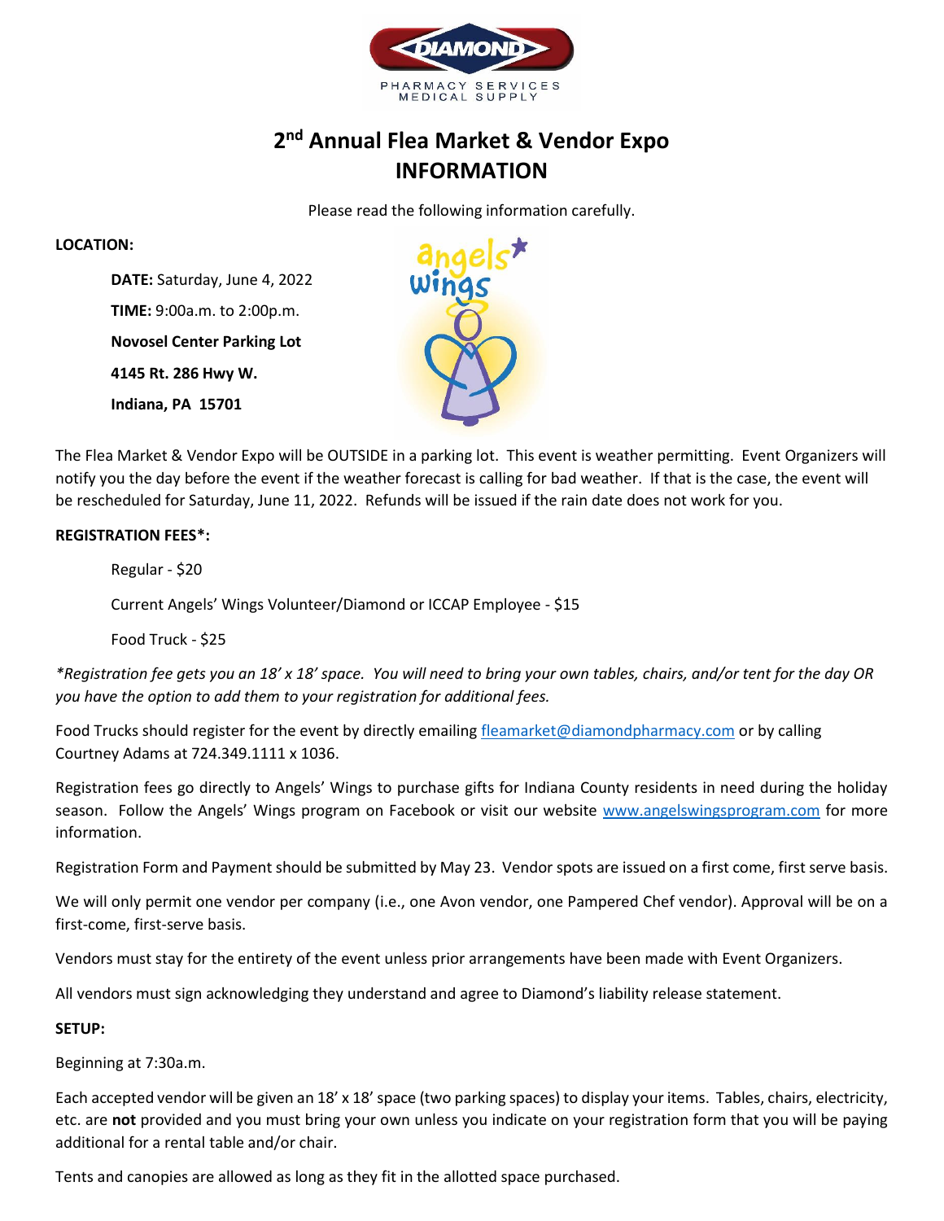# 2nd Annual Flea Market & Vendor Expo
# INFORMATION

Please read the following information carefully.

**LOCATION:**

**DATE:** Saturday, June 4, 2022

**TIME:** 9:00a.m. to 2:00p.m.

**Novosel Center Parking Lot**

**4145 Rt. 286 Hwy W.**

**Indiana, PA 15701**

The Flea Market & Vendor Expo will be OUTSIDE in a parking lot. This event is weather permitting. Event Organizers will notify you the day before the event if the weather forecast is calling for bad weather. If that is the case, the event will be rescheduled for Saturday, June 11, 2022. Refunds will be issued if the rain date does not work for you.

**REGISTRATION FEES*:**

Regular - $20

Current Angels' Wings Volunteer/Diamond or ICCAP Employee - $15

Food Truck - $25

*\*Registration fee gets you an 18' x 18' space. You will need to bring your own tables, chairs, and/or tent for the day OR you have the option to add them to your registration for additional fees.*

Food Trucks should register for the event by directly emailing fleamarket@diamondpharmacy.com or by calling Courtney Adams at 724.349.1111 x 1036.

Registration fees go directly to Angels' Wings to purchase gifts for Indiana County residents in need during the holiday season. Follow the Angels' Wings program on Facebook or visit our website www.angelswingsprogram.com for more information.

Registration Form and Payment should be submitted by May 23. Vendor spots are issued on a first come, first serve basis.

We will only permit one vendor per company (i.e., one Avon vendor, one Pampered Chef vendor). Approval will be on a first-come, first-serve basis.

Vendors must stay for the entirety of the event unless prior arrangements have been made with Event Organizers.

All vendors must sign acknowledging they understand and agree to Diamond's liability release statement.

**SETUP:**

Beginning at 7:30a.m.

Each accepted vendor will be given an 18' x 18' space (two parking spaces) to display your items. Tables, chairs, electricity, etc. are **not** provided and you must bring your own unless you indicate on your registration form that you will be paying additional for a rental table and/or chair.

Tents and canopies are allowed as long as they fit in the allotted space purchased.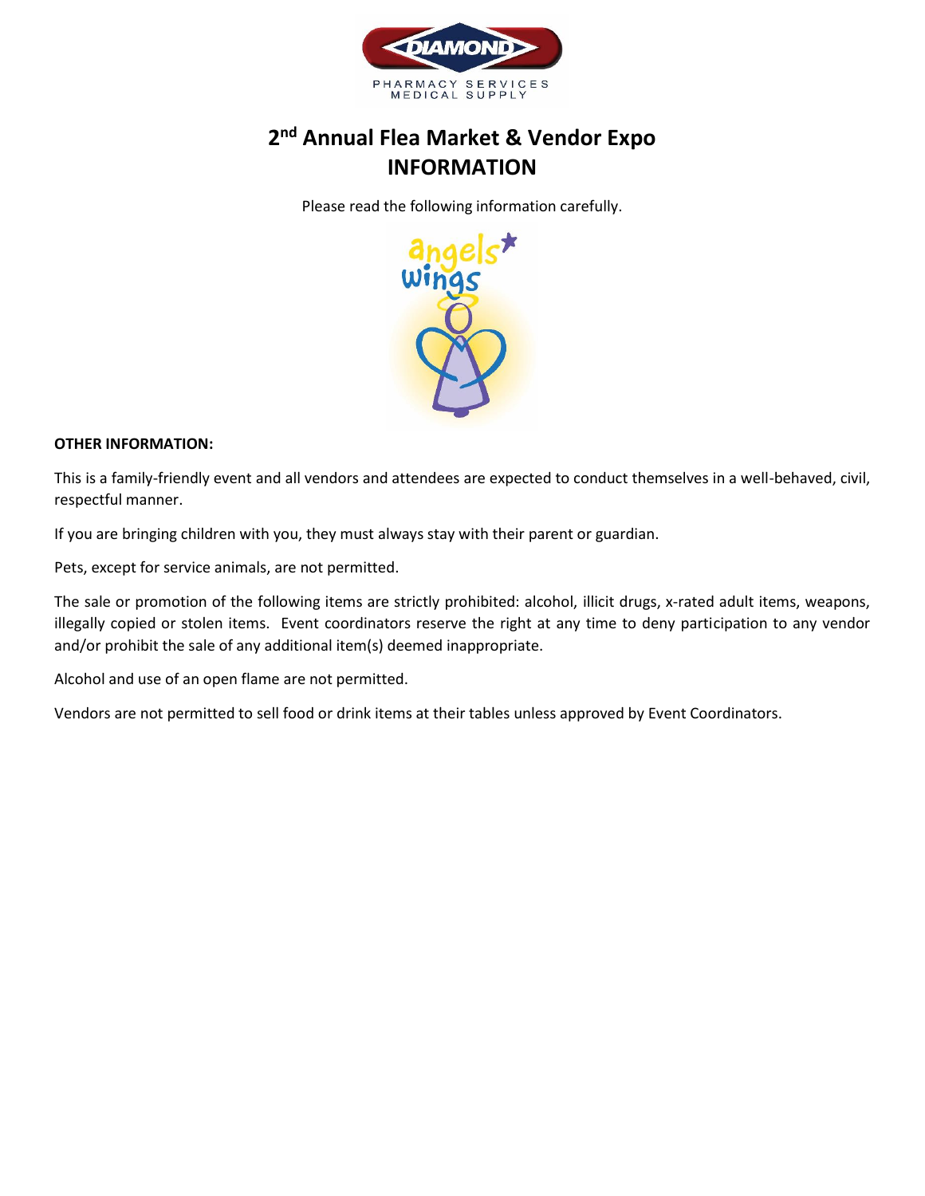DIAMOND

PHARMACY SERVICES
MEDICAL SUPPLY

# 2nd Annual Flea Market & Vendor Expo
# INFORMATION

Please read the following information carefully.

angels wings

**OTHER INFORMATION:**

This is a family-friendly event and all vendors and attendees are expected to conduct themselves in a well-behaved, civil, respectful manner.

If you are bringing children with you, they must always stay with their parent or guardian.

Pets, except for service animals, are not permitted.

The sale or promotion of the following items are strictly prohibited: alcohol, illicit drugs, x-rated adult items, weapons, illegally copied or stolen items. Event coordinators reserve the right at any time to deny participation to any vendor and/or prohibit the sale of any additional item(s) deemed inappropriate.

Alcohol and use of an open flame are not permitted.

Vendors are not permitted to sell food or drink items at their tables unless approved by Event Coordinators.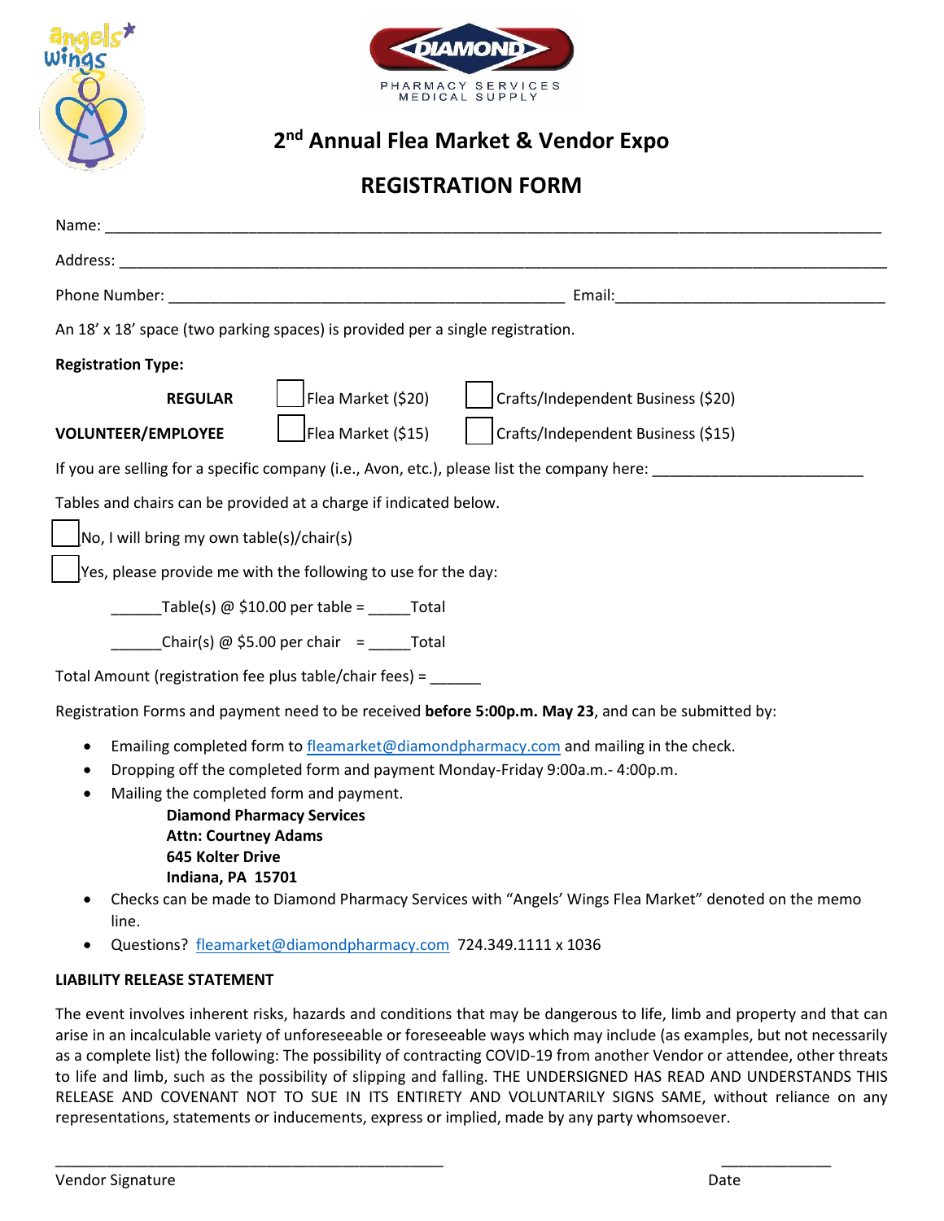## 2nd Annual Flea Market & Vendor Expo

## REGISTRATION FORM

Name: ______________________________________________________________________________________

Address: ____________________________________________________________________________________

Phone Number: ____________________________________________ Email:_______________________________

An 18' x 18' space (two parking spaces) is provided per a single registration.

**Registration Type:**

| | | |
|---|---|---|
| **REGULAR** | ☐ Flea Market ($20) | ☐ Crafts/Independent Business ($20) |
| **VOLUNTEER/EMPLOYEE** | ☐ Flea Market ($15) | ☐ Crafts/Independent Business ($15) |

If you are selling for a specific company (i.e., Avon, etc.), please list the company here: ________________________

Tables and chairs can be provided at a charge if indicated below.

☐ No, I will bring my own table(s)/chair(s)

☐ Yes, please provide me with the following to use for the day:

______Table(s) @ $10.00 per table = _____Total

______Chair(s) @ $5.00 per chair = _____Total

Total Amount (registration fee plus table/chair fees) = ______

Registration Forms and payment need to be received **before 5:00p.m. May 23**, and can be submitted by:

- Emailing completed form to fleamarket@diamondpharmacy.com and mailing in the check.
- Dropping off the completed form and payment Monday-Friday 9:00a.m.- 4:00p.m.
- Mailing the completed form and payment.
  **Diamond Pharmacy Services**
  **Attn: Courtney Adams**
  **645 Kolter Drive**
  **Indiana, PA 15701**
- Checks can be made to Diamond Pharmacy Services with "Angels' Wings Flea Market" denoted on the memo line.
- Questions? fleamarket@diamondpharmacy.com 724.349.1111 x 1036

**LIABILITY RELEASE STATEMENT**

The event involves inherent risks, hazards and conditions that may be dangerous to life, limb and property and that can arise in an incalculable variety of unforeseeable or foreseeable ways which may include (as examples, but not necessarily as a complete list) the following: The possibility of contracting COVID-19 from another Vendor or attendee, other threats to life and limb, such as the possibility of slipping and falling. THE UNDERSIGNED HAS READ AND UNDERSTANDS THIS RELEASE AND COVENANT NOT TO SUE IN ITS ENTIRETY AND VOLUNTARILY SIGNS SAME, without reliance on any representations, statements or inducements, express or implied, made by any party whomsoever.

_____________________________________________ _____________

Vendor Signature Date